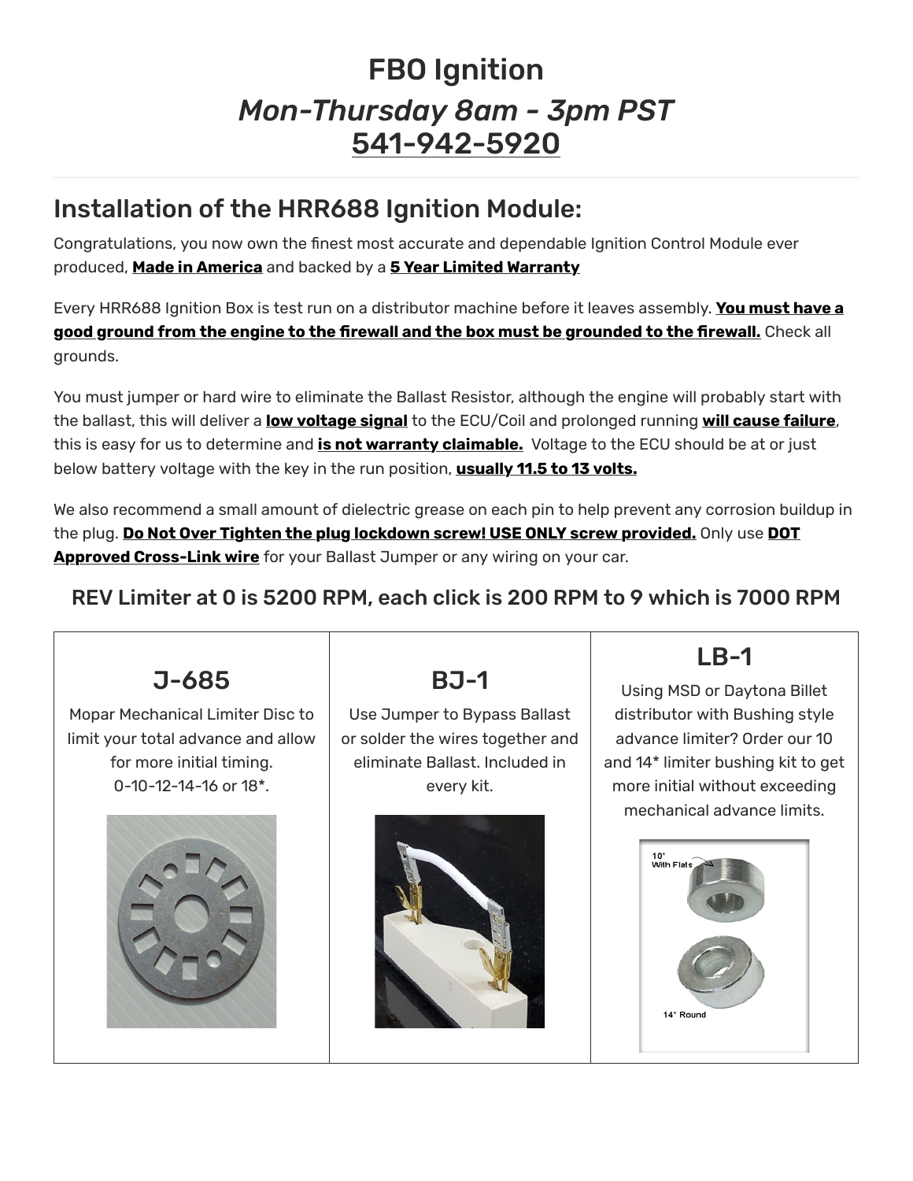# FBO Ignition

## *Mon-Thursday 8am - 3pm PST*

## 541-942-5920

## Installation of the HRR688 Ignition Module:

Congratulations, you now own the finest most accurate and dependable Ignition Control Module ever produced, **Made in America** and backed by a **5 Year Limited Warranty**

Every HRR688 Ignition Box is test run on a distributor machine before it leaves assembly. **You must have a good ground from the engine to the firewall and the box must be grounded to the firewall.** Check all grounds.

You must jumper or hard wire to eliminate the Ballast Resistor, although the engine will probably start with the ballast, this will deliver a **low voltage signal** to the ECU/Coil and prolonged running **will cause failure**, this is easy for us to determine and **is not warranty claimable.** Voltage to the ECU should be at or just below battery voltage with the key in the run position, **usually 11.5 to 13 volts.**

We also recommend a small amount of dielectric grease on each pin to help prevent any corrosion buildup in the plug. **Do Not Over Tighten the plug lockdown screw! USE ONLY screw provided.** Only use **DOT Approved Cross-Link wire** for your Ballast Jumper or any wiring on your car.

### REV Limiter at 0 is 5200 RPM, each click is 200 RPM to 9 which is 7000 RPM

| J-685 | BJ-1 | LB-1 |
| --- | --- | --- |
| Mopar Mechanical Limiter Disc to limit your total advance and allow for more initial timing. 0-10-12-14-16 or 18*. | Use Jumper to Bypass Ballast or solder the wires together and eliminate Ballast. Included in every kit. | Using MSD or Daytona Billet distributor with Bushing style advance limiter? Order our 10 and 14* limiter bushing kit to get more initial without exceeding mechanical advance limits. |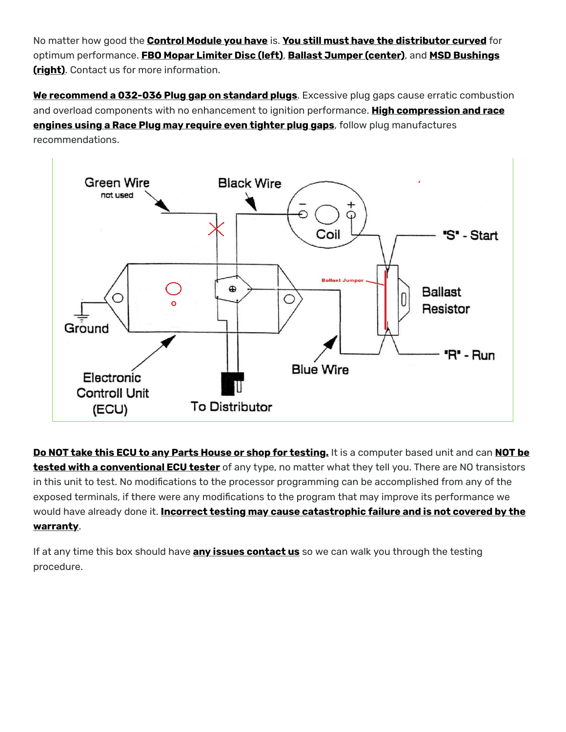No matter how good the **Control Module you have** is. **You still must have the distributor curved** for optimum performance. **FBO Mopar Limiter Disc (left)**, **Ballast Jumper (center)**, and **MSD Bushings (right)**. Contact us for more information.

**We recommend a 032-036 Plug gap on standard plugs**. Excessive plug gaps cause erratic combustion and overload components with no enhancement to ignition performance. **High compression and race engines using a Race Plug may require even tighter plug gaps**, follow plug manufactures recommendations.

Green Wire
not used

Black Wire

Coil

"S" - Start

Ballast Jumper

Ballast Resistor

Ground

"R" - Run

Blue Wire

Electronic Controll Unit (ECU)

To Distributor

**Do NOT take this ECU to any Parts House or shop for testing.** It is a computer based unit and can **NOT be tested with a conventional ECU tester** of any type, no matter what they tell you. There are NO transistors in this unit to test. No modifications to the processor programming can be accomplished from any of the exposed terminals, if there were any modifications to the program that may improve its performance we would have already done it. **Incorrect testing may cause catastrophic failure and is not covered by the warranty**.

If at any time this box should have **any issues contact us** so we can walk you through the testing procedure.